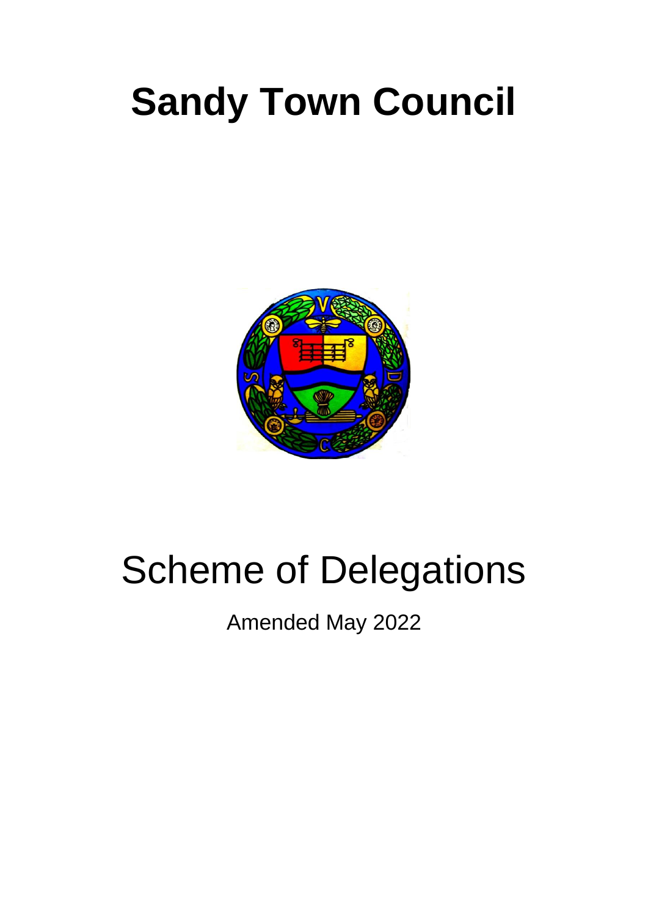# Sandy Town Council

# Scheme of Delegations

Amended May 2022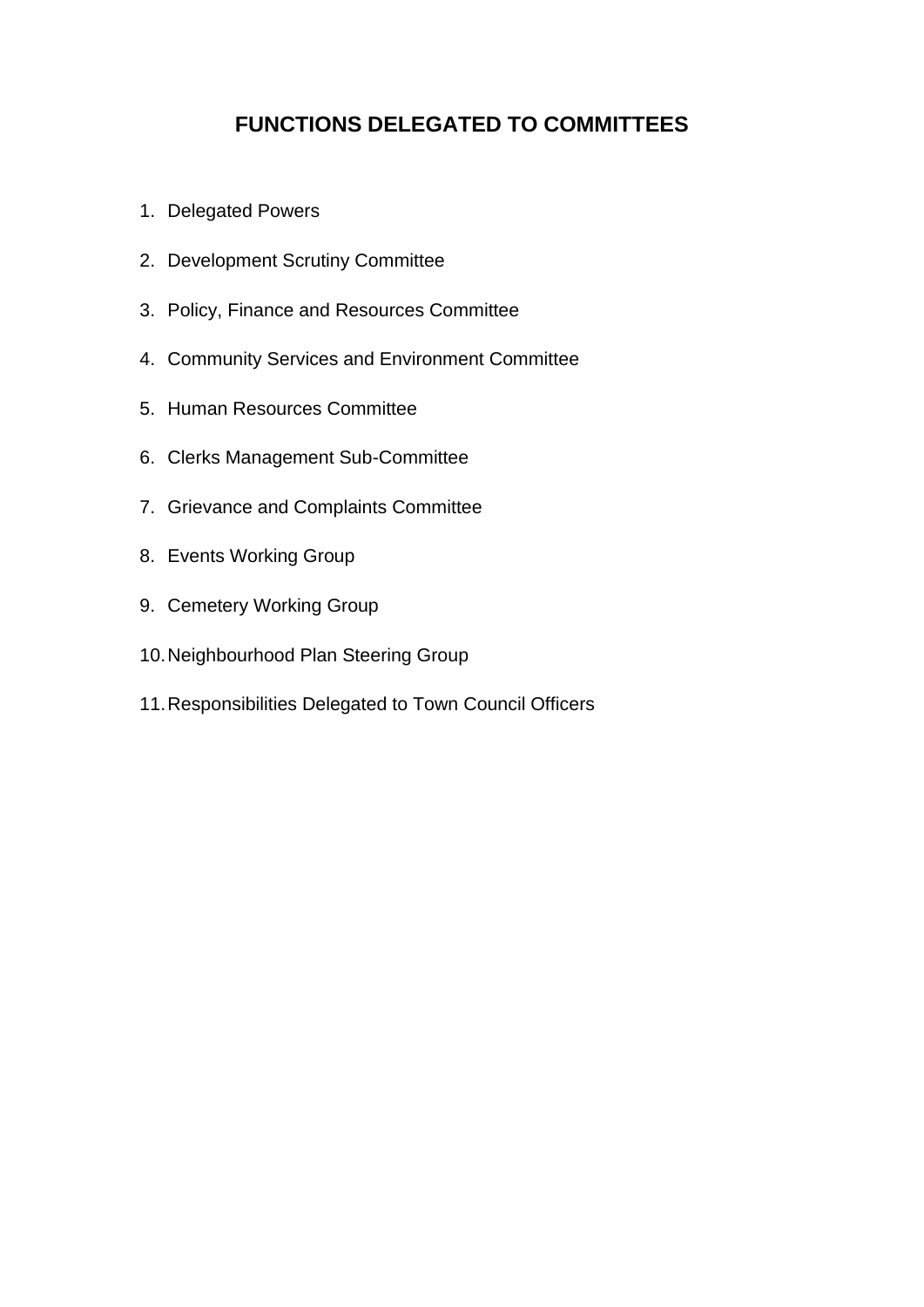# FUNCTIONS DELEGATED TO COMMITTEES

1. Delegated Powers
2. Development Scrutiny Committee
3. Policy, Finance and Resources Committee
4. Community Services and Environment Committee
5. Human Resources Committee
6. Clerks Management Sub-Committee
7. Grievance and Complaints Committee
8. Events Working Group
9. Cemetery Working Group
10. Neighbourhood Plan Steering Group
11. Responsibilities Delegated to Town Council Officers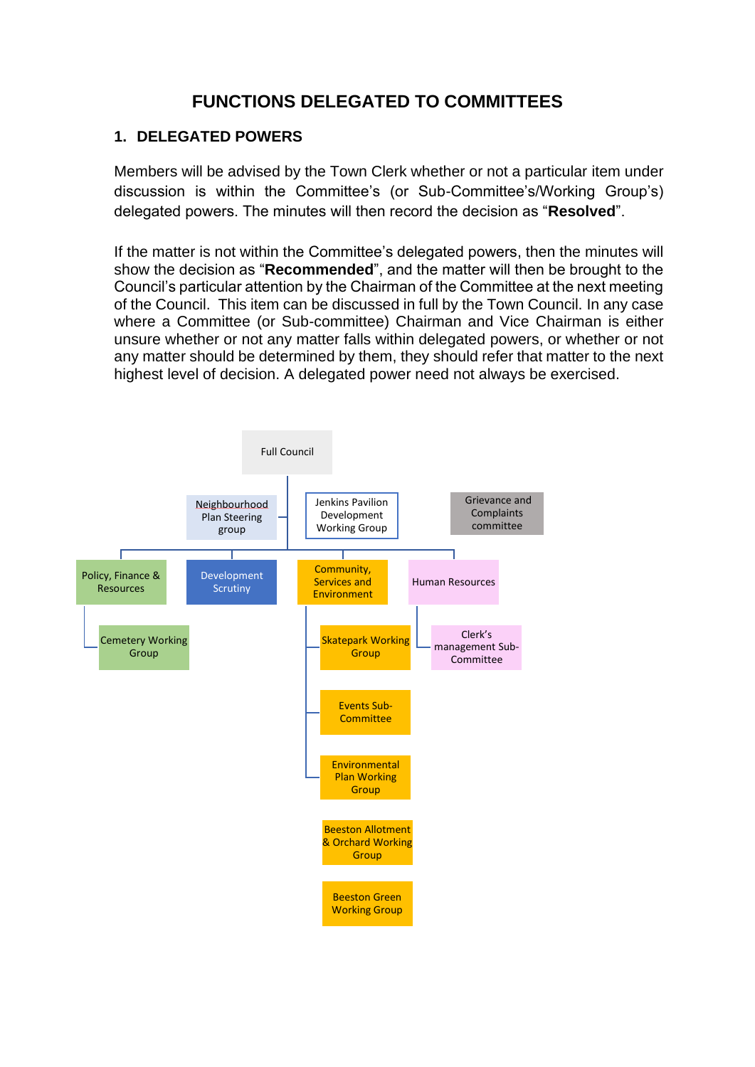# FUNCTIONS DELEGATED TO COMMITTEES

## 1. DELEGATED POWERS

Members will be advised by the Town Clerk whether or not a particular item under discussion is within the Committee's (or Sub-Committee's/Working Group's) delegated powers. The minutes will then record the decision as "**Resolved**".

If the matter is not within the Committee's delegated powers, then the minutes will show the decision as "**Recommended**", and the matter will then be brought to the Council's particular attention by the Chairman of the Committee at the next meeting of the Council. This item can be discussed in full by the Town Council. In any case where a Committee (or Sub-committee) Chairman and Vice Chairman is either unsure whether or not any matter falls within delegated powers, or whether or not any matter should be determined by them, they should refer that matter to the next highest level of decision. A delegated power need not always be exercised.

- Full Council
  - Neighbourhood Plan Steering group
  - Jenkins Pavilion Development Working Group
  - Grievance and Complaints committee
  - Policy, Finance & Resources
    - Cemetery Working Group
  - Development Scrutiny
  - Community, Services and Environment
    - Skatepark Working Group
    - Events Sub-Committee
    - Environmental Plan Working Group
    - Beeston Allotment & Orchard Working Group
    - Beeston Green Working Group
  - Human Resources
    - Clerk's management Sub-Committee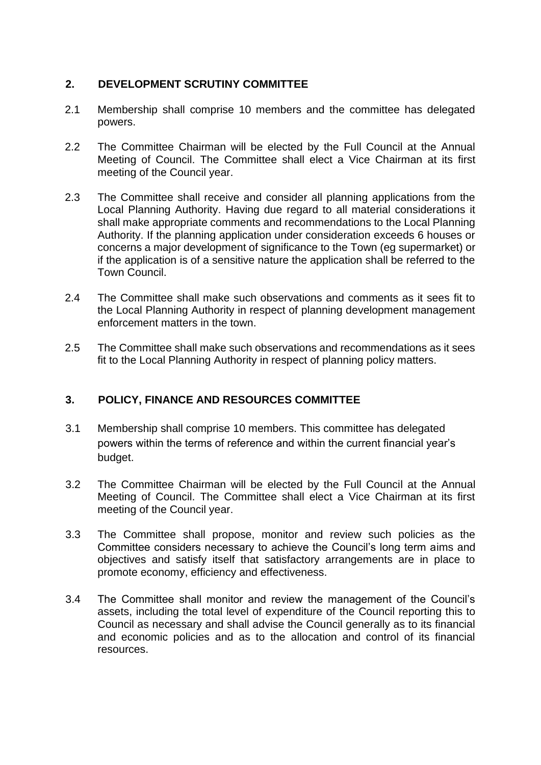## 2. DEVELOPMENT SCRUTINY COMMITTEE

2.1 Membership shall comprise 10 members and the committee has delegated powers.

2.2 The Committee Chairman will be elected by the Full Council at the Annual Meeting of Council. The Committee shall elect a Vice Chairman at its first meeting of the Council year.

2.3 The Committee shall receive and consider all planning applications from the Local Planning Authority. Having due regard to all material considerations it shall make appropriate comments and recommendations to the Local Planning Authority. If the planning application under consideration exceeds 6 houses or concerns a major development of significance to the Town (eg supermarket) or if the application is of a sensitive nature the application shall be referred to the Town Council.

2.4 The Committee shall make such observations and comments as it sees fit to the Local Planning Authority in respect of planning development management enforcement matters in the town.

2.5 The Committee shall make such observations and recommendations as it sees fit to the Local Planning Authority in respect of planning policy matters.

## 3. POLICY, FINANCE AND RESOURCES COMMITTEE

3.1 Membership shall comprise 10 members. This committee has delegated powers within the terms of reference and within the current financial year's budget.

3.2 The Committee Chairman will be elected by the Full Council at the Annual Meeting of Council. The Committee shall elect a Vice Chairman at its first meeting of the Council year.

3.3 The Committee shall propose, monitor and review such policies as the Committee considers necessary to achieve the Council's long term aims and objectives and satisfy itself that satisfactory arrangements are in place to promote economy, efficiency and effectiveness.

3.4 The Committee shall monitor and review the management of the Council's assets, including the total level of expenditure of the Council reporting this to Council as necessary and shall advise the Council generally as to its financial and economic policies and as to the allocation and control of its financial resources.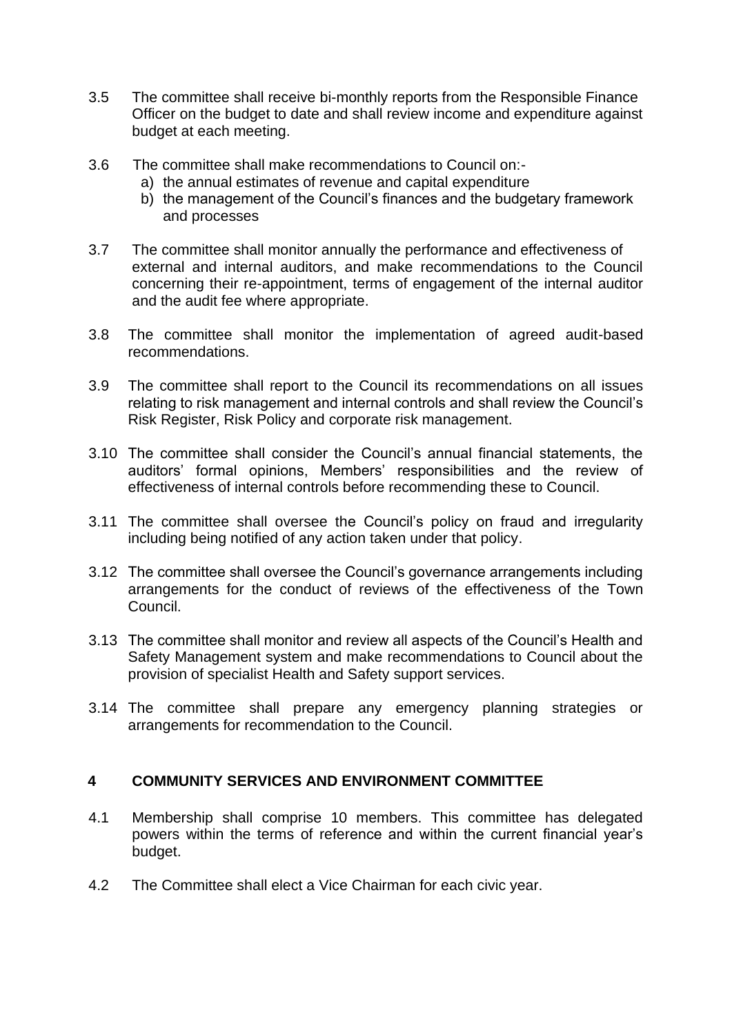3.5 The committee shall receive bi-monthly reports from the Responsible Finance Officer on the budget to date and shall review income and expenditure against budget at each meeting.

3.6 The committee shall make recommendations to Council on:-

a) the annual estimates of revenue and capital expenditure
b) the management of the Council's finances and the budgetary framework and processes

3.7 The committee shall monitor annually the performance and effectiveness of external and internal auditors, and make recommendations to the Council concerning their re-appointment, terms of engagement of the internal auditor and the audit fee where appropriate.

3.8 The committee shall monitor the implementation of agreed audit-based recommendations.

3.9 The committee shall report to the Council its recommendations on all issues relating to risk management and internal controls and shall review the Council's Risk Register, Risk Policy and corporate risk management.

3.10 The committee shall consider the Council's annual financial statements, the auditors' formal opinions, Members' responsibilities and the review of effectiveness of internal controls before recommending these to Council.

3.11 The committee shall oversee the Council's policy on fraud and irregularity including being notified of any action taken under that policy.

3.12 The committee shall oversee the Council's governance arrangements including arrangements for the conduct of reviews of the effectiveness of the Town Council.

3.13 The committee shall monitor and review all aspects of the Council's Health and Safety Management system and make recommendations to Council about the provision of specialist Health and Safety support services.

3.14 The committee shall prepare any emergency planning strategies or arrangements for recommendation to the Council.

## 4 COMMUNITY SERVICES AND ENVIRONMENT COMMITTEE

4.1 Membership shall comprise 10 members. This committee has delegated powers within the terms of reference and within the current financial year's budget.

4.2 The Committee shall elect a Vice Chairman for each civic year.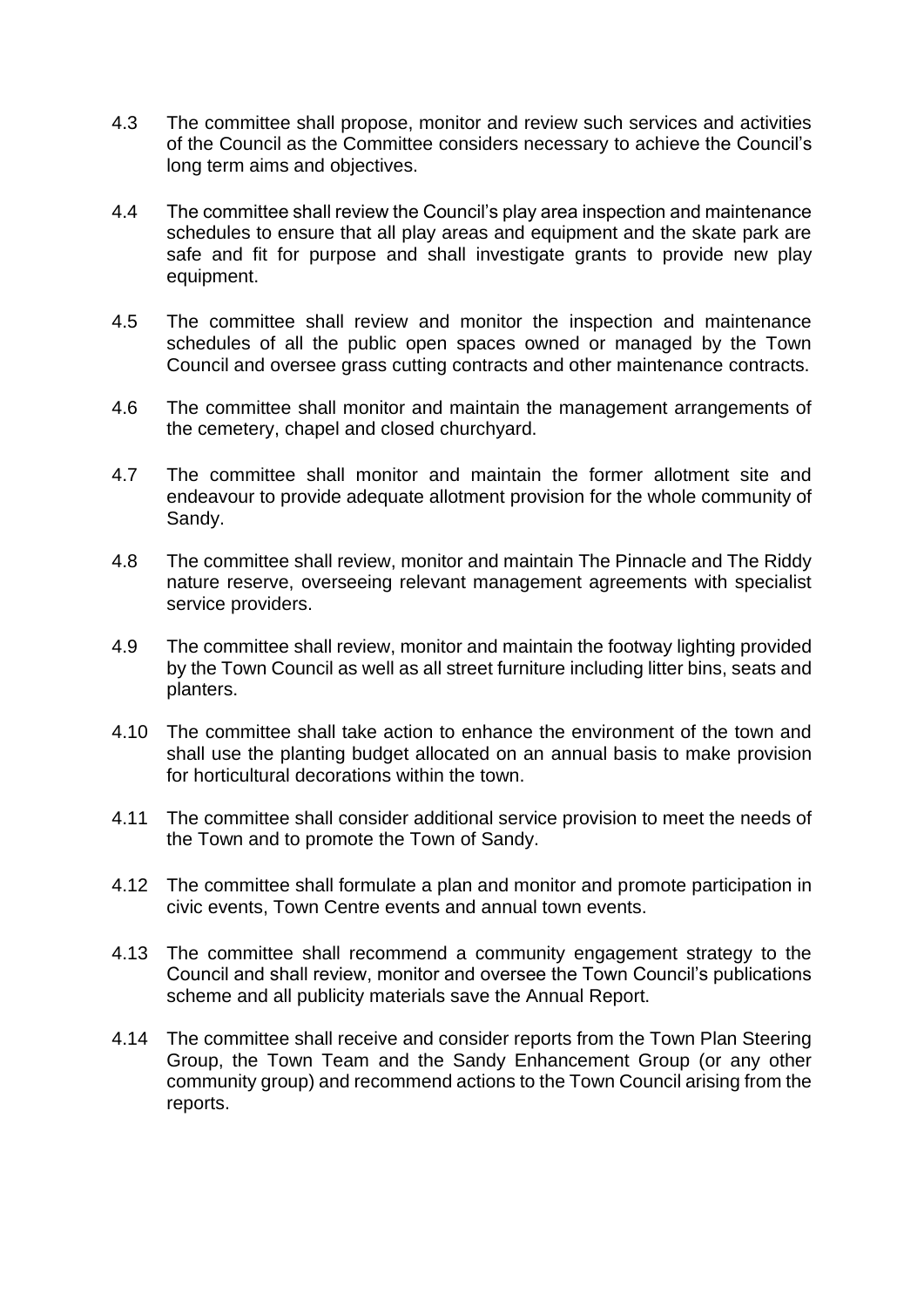4.3 The committee shall propose, monitor and review such services and activities of the Council as the Committee considers necessary to achieve the Council's long term aims and objectives.

4.4 The committee shall review the Council's play area inspection and maintenance schedules to ensure that all play areas and equipment and the skate park are safe and fit for purpose and shall investigate grants to provide new play equipment.

4.5 The committee shall review and monitor the inspection and maintenance schedules of all the public open spaces owned or managed by the Town Council and oversee grass cutting contracts and other maintenance contracts.

4.6 The committee shall monitor and maintain the management arrangements of the cemetery, chapel and closed churchyard.

4.7 The committee shall monitor and maintain the former allotment site and endeavour to provide adequate allotment provision for the whole community of Sandy.

4.8 The committee shall review, monitor and maintain The Pinnacle and The Riddy nature reserve, overseeing relevant management agreements with specialist service providers.

4.9 The committee shall review, monitor and maintain the footway lighting provided by the Town Council as well as all street furniture including litter bins, seats and planters.

4.10 The committee shall take action to enhance the environment of the town and shall use the planting budget allocated on an annual basis to make provision for horticultural decorations within the town.

4.11 The committee shall consider additional service provision to meet the needs of the Town and to promote the Town of Sandy.

4.12 The committee shall formulate a plan and monitor and promote participation in civic events, Town Centre events and annual town events.

4.13 The committee shall recommend a community engagement strategy to the Council and shall review, monitor and oversee the Town Council's publications scheme and all publicity materials save the Annual Report.

4.14 The committee shall receive and consider reports from the Town Plan Steering Group, the Town Team and the Sandy Enhancement Group (or any other community group) and recommend actions to the Town Council arising from the reports.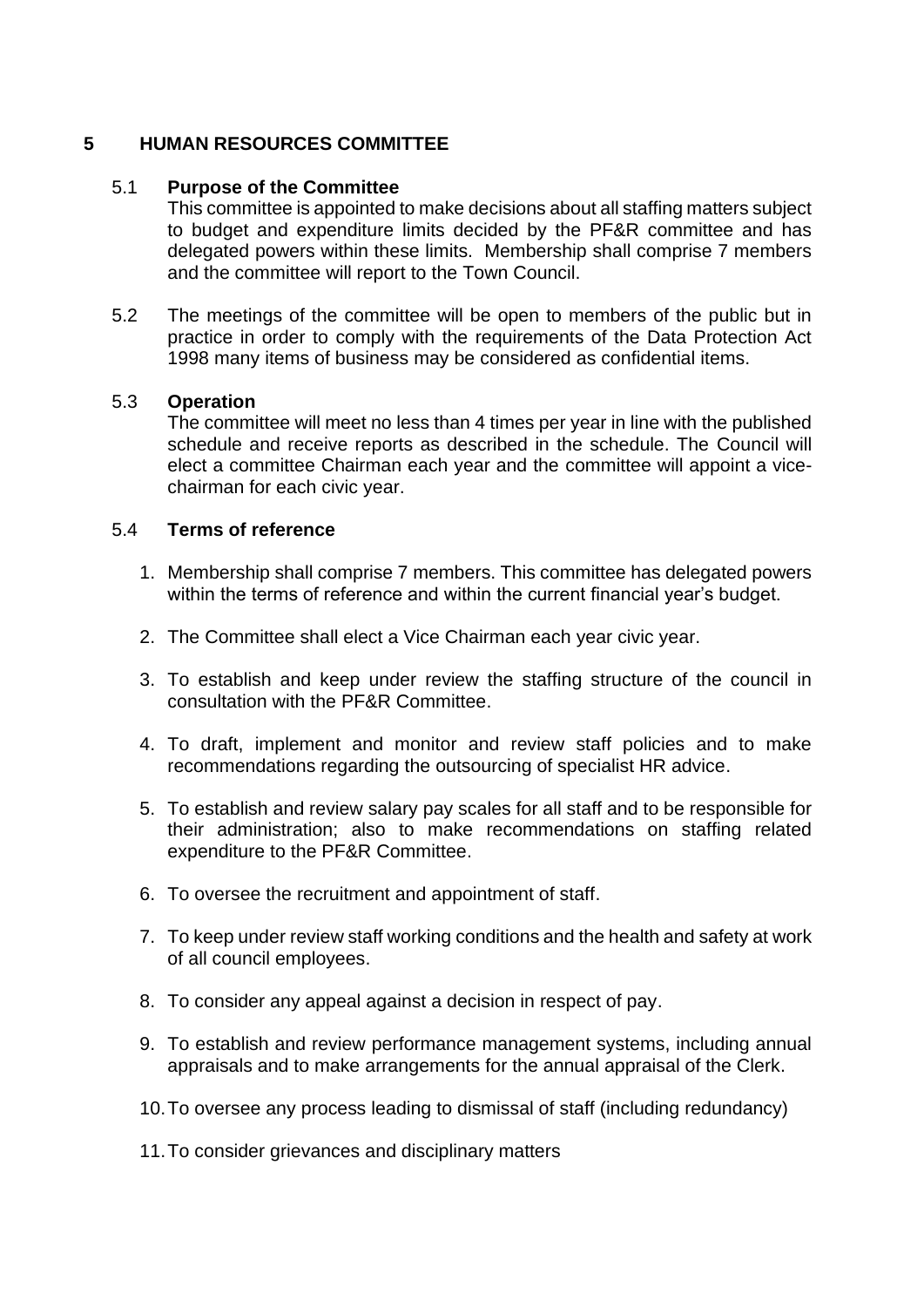## 5 HUMAN RESOURCES COMMITTEE

### 5.1 Purpose of the Committee

This committee is appointed to make decisions about all staffing matters subject to budget and expenditure limits decided by the PF&R committee and has delegated powers within these limits. Membership shall comprise 7 members and the committee will report to the Town Council.

5.2 The meetings of the committee will be open to members of the public but in practice in order to comply with the requirements of the Data Protection Act 1998 many items of business may be considered as confidential items.

### 5.3 Operation

The committee will meet no less than 4 times per year in line with the published schedule and receive reports as described in the schedule. The Council will elect a committee Chairman each year and the committee will appoint a vice-chairman for each civic year.

### 5.4 Terms of reference

1. Membership shall comprise 7 members. This committee has delegated powers within the terms of reference and within the current financial year's budget.
2. The Committee shall elect a Vice Chairman each year civic year.
3. To establish and keep under review the staffing structure of the council in consultation with the PF&R Committee.
4. To draft, implement and monitor and review staff policies and to make recommendations regarding the outsourcing of specialist HR advice.
5. To establish and review salary pay scales for all staff and to be responsible for their administration; also to make recommendations on staffing related expenditure to the PF&R Committee.
6. To oversee the recruitment and appointment of staff.
7. To keep under review staff working conditions and the health and safety at work of all council employees.
8. To consider any appeal against a decision in respect of pay.
9. To establish and review performance management systems, including annual appraisals and to make arrangements for the annual appraisal of the Clerk.
10. To oversee any process leading to dismissal of staff (including redundancy)
11. To consider grievances and disciplinary matters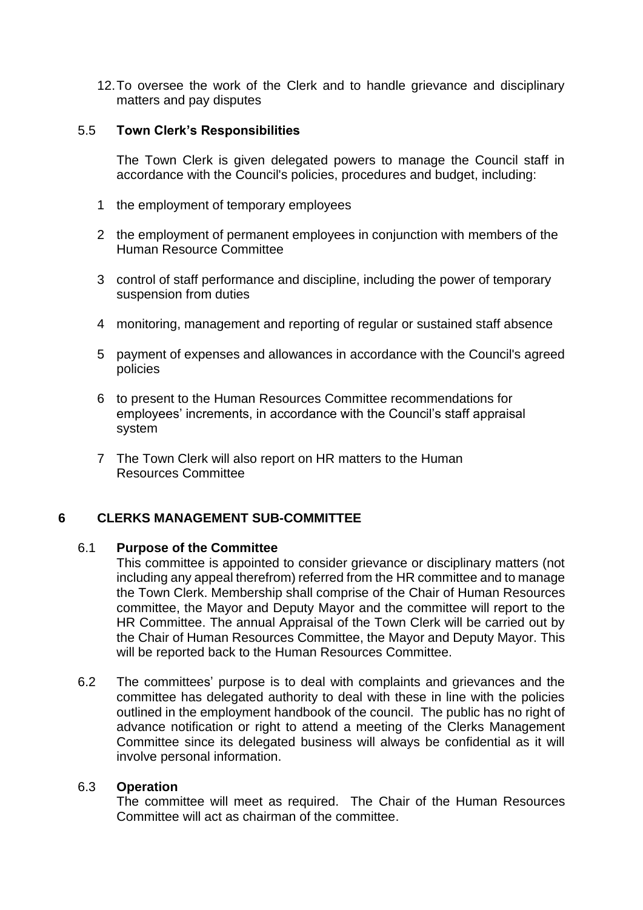12. To oversee the work of the Clerk and to handle grievance and disciplinary matters and pay disputes

### 5.5 Town Clerk's Responsibilities

The Town Clerk is given delegated powers to manage the Council staff in accordance with the Council's policies, procedures and budget, including:

1. the employment of temporary employees
2. the employment of permanent employees in conjunction with members of the Human Resource Committee
3. control of staff performance and discipline, including the power of temporary suspension from duties
4. monitoring, management and reporting of regular or sustained staff absence
5. payment of expenses and allowances in accordance with the Council's agreed policies
6. to present to the Human Resources Committee recommendations for employees' increments, in accordance with the Council's staff appraisal system
7. The Town Clerk will also report on HR matters to the Human Resources Committee

## 6 CLERKS MANAGEMENT SUB-COMMITTEE

### 6.1 Purpose of the Committee

This committee is appointed to consider grievance or disciplinary matters (not including any appeal therefrom) referred from the HR committee and to manage the Town Clerk. Membership shall comprise of the Chair of Human Resources committee, the Mayor and Deputy Mayor and the committee will report to the HR Committee. The annual Appraisal of the Town Clerk will be carried out by the Chair of Human Resources Committee, the Mayor and Deputy Mayor. This will be reported back to the Human Resources Committee.

6.2 The committees' purpose is to deal with complaints and grievances and the committee has delegated authority to deal with these in line with the policies outlined in the employment handbook of the council. The public has no right of advance notification or right to attend a meeting of the Clerks Management Committee since its delegated business will always be confidential as it will involve personal information.

### 6.3 Operation

The committee will meet as required. The Chair of the Human Resources Committee will act as chairman of the committee.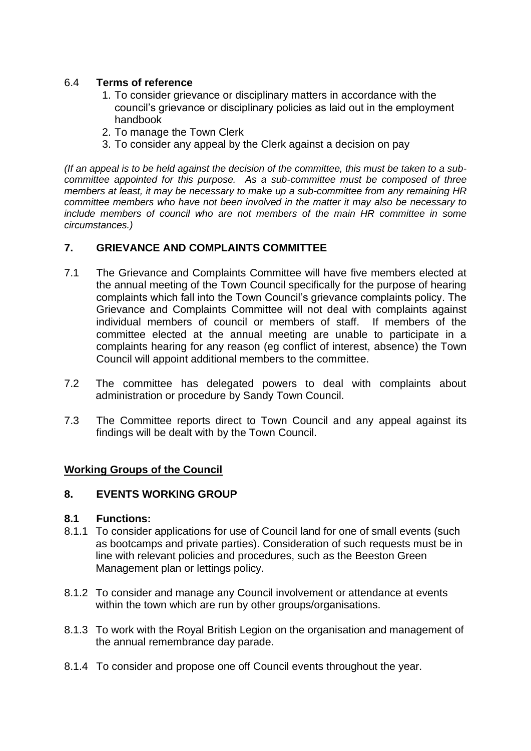6.4 **Terms of reference**

1. To consider grievance or disciplinary matters in accordance with the council's grievance or disciplinary policies as laid out in the employment handbook
2. To manage the Town Clerk
3. To consider any appeal by the Clerk against a decision on pay

*(If an appeal is to be held against the decision of the committee, this must be taken to a sub-committee appointed for this purpose. As a sub-committee must be composed of three members at least, it may be necessary to make up a sub-committee from any remaining HR committee members who have not been involved in the matter it may also be necessary to include members of council who are not members of the main HR committee in some circumstances.)*

## 7. GRIEVANCE AND COMPLAINTS COMMITTEE

7.1 The Grievance and Complaints Committee will have five members elected at the annual meeting of the Town Council specifically for the purpose of hearing complaints which fall into the Town Council's grievance complaints policy. The Grievance and Complaints Committee will not deal with complaints against individual members of council or members of staff. If members of the committee elected at the annual meeting are unable to participate in a complaints hearing for any reason (eg conflict of interest, absence) the Town Council will appoint additional members to the committee.

7.2 The committee has delegated powers to deal with complaints about administration or procedure by Sandy Town Council.

7.3 The Committee reports direct to Town Council and any appeal against its findings will be dealt with by the Town Council.

**<u>Working Groups of the Council</u>**

## 8. EVENTS WORKING GROUP

**8.1 Functions:**

8.1.1 To consider applications for use of Council land for one of small events (such as bootcamps and private parties). Consideration of such requests must be in line with relevant policies and procedures, such as the Beeston Green Management plan or lettings policy.

8.1.2 To consider and manage any Council involvement or attendance at events within the town which are run by other groups/organisations.

8.1.3 To work with the Royal British Legion on the organisation and management of the annual remembrance day parade.

8.1.4 To consider and propose one off Council events throughout the year.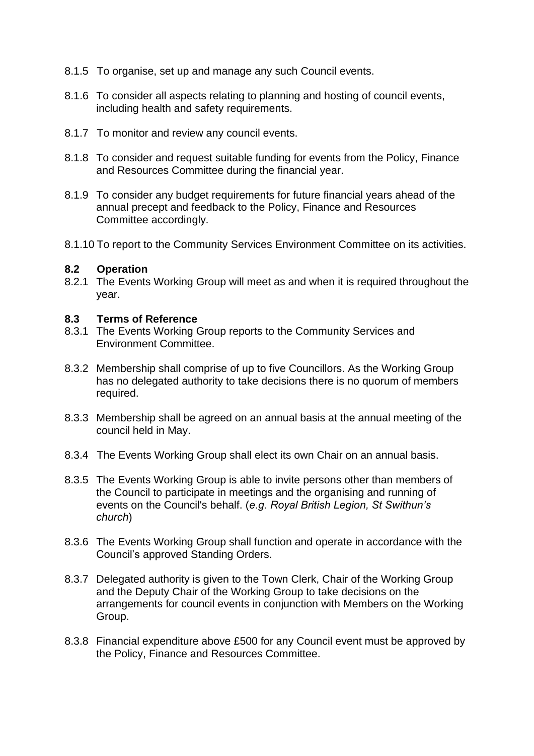8.1.5 To organise, set up and manage any such Council events.

8.1.6 To consider all aspects relating to planning and hosting of council events, including health and safety requirements.

8.1.7 To monitor and review any council events.

8.1.8 To consider and request suitable funding for events from the Policy, Finance and Resources Committee during the financial year.

8.1.9 To consider any budget requirements for future financial years ahead of the annual precept and feedback to the Policy, Finance and Resources Committee accordingly.

8.1.10 To report to the Community Services Environment Committee on its activities.

**8.2 Operation**

8.2.1 The Events Working Group will meet as and when it is required throughout the year.

**8.3 Terms of Reference**

8.3.1 The Events Working Group reports to the Community Services and Environment Committee.

8.3.2 Membership shall comprise of up to five Councillors. As the Working Group has no delegated authority to take decisions there is no quorum of members required.

8.3.3 Membership shall be agreed on an annual basis at the annual meeting of the council held in May.

8.3.4 The Events Working Group shall elect its own Chair on an annual basis.

8.3.5 The Events Working Group is able to invite persons other than members of the Council to participate in meetings and the organising and running of events on the Council's behalf. (*e.g. Royal British Legion, St Swithun's church*)

8.3.6 The Events Working Group shall function and operate in accordance with the Council's approved Standing Orders.

8.3.7 Delegated authority is given to the Town Clerk, Chair of the Working Group and the Deputy Chair of the Working Group to take decisions on the arrangements for council events in conjunction with Members on the Working Group.

8.3.8 Financial expenditure above £500 for any Council event must be approved by the Policy, Finance and Resources Committee.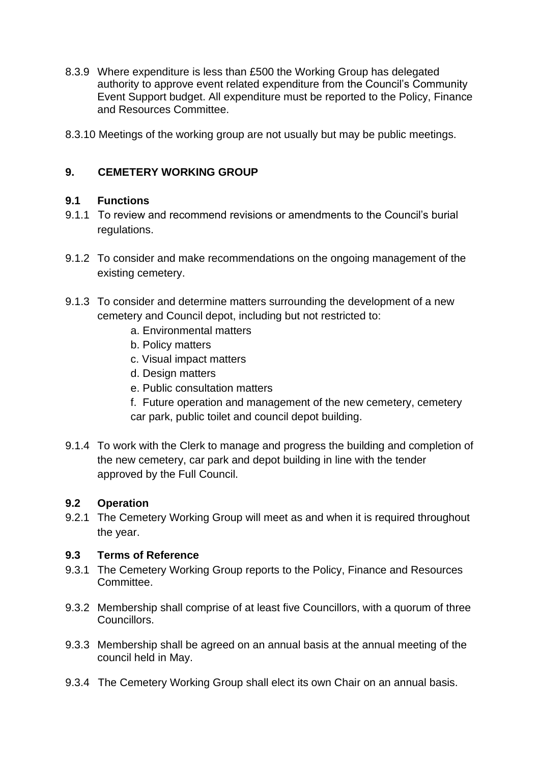8.3.9 Where expenditure is less than £500 the Working Group has delegated authority to approve event related expenditure from the Council's Community Event Support budget. All expenditure must be reported to the Policy, Finance and Resources Committee.

8.3.10 Meetings of the working group are not usually but may be public meetings.

## 9. CEMETERY WORKING GROUP

### 9.1 Functions

9.1.1 To review and recommend revisions or amendments to the Council's burial regulations.

9.1.2 To consider and make recommendations on the ongoing management of the existing cemetery.

9.1.3 To consider and determine matters surrounding the development of a new cemetery and Council depot, including but not restricted to:

a. Environmental matters

b. Policy matters

c. Visual impact matters

d. Design matters

e. Public consultation matters

f. Future operation and management of the new cemetery, cemetery car park, public toilet and council depot building.

9.1.4 To work with the Clerk to manage and progress the building and completion of the new cemetery, car park and depot building in line with the tender approved by the Full Council.

### 9.2 Operation

9.2.1 The Cemetery Working Group will meet as and when it is required throughout the year.

### 9.3 Terms of Reference

9.3.1 The Cemetery Working Group reports to the Policy, Finance and Resources Committee.

9.3.2 Membership shall comprise of at least five Councillors, with a quorum of three Councillors.

9.3.3 Membership shall be agreed on an annual basis at the annual meeting of the council held in May.

9.3.4 The Cemetery Working Group shall elect its own Chair on an annual basis.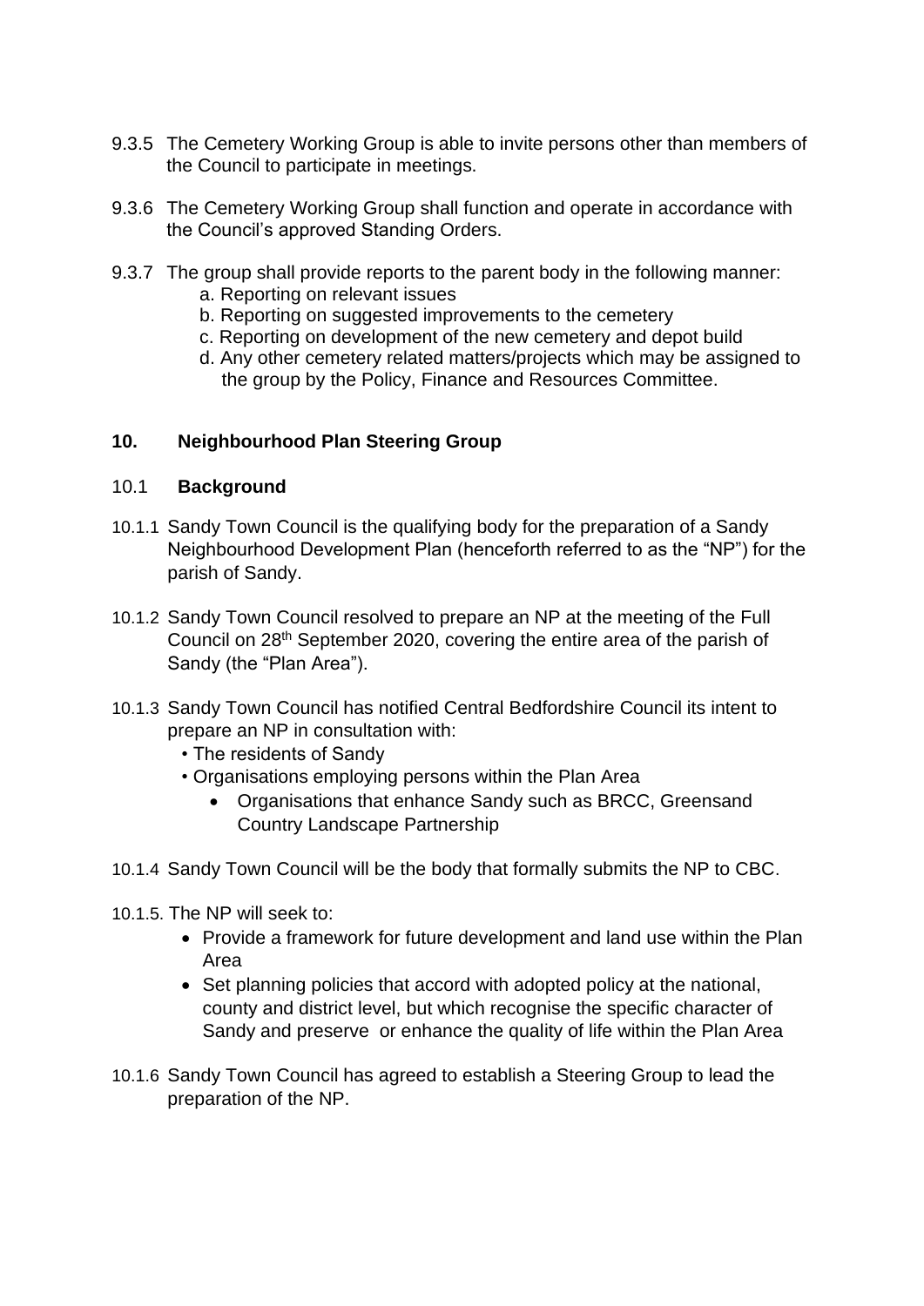9.3.5 The Cemetery Working Group is able to invite persons other than members of the Council to participate in meetings.

9.3.6 The Cemetery Working Group shall function and operate in accordance with the Council's approved Standing Orders.

9.3.7 The group shall provide reports to the parent body in the following manner:

a. Reporting on relevant issues
b. Reporting on suggested improvements to the cemetery
c. Reporting on development of the new cemetery and depot build
d. Any other cemetery related matters/projects which may be assigned to the group by the Policy, Finance and Resources Committee.

## 10. Neighbourhood Plan Steering Group

### 10.1 Background

10.1.1 Sandy Town Council is the qualifying body for the preparation of a Sandy Neighbourhood Development Plan (henceforth referred to as the "NP") for the parish of Sandy.

10.1.2 Sandy Town Council resolved to prepare an NP at the meeting of the Full Council on 28th September 2020, covering the entire area of the parish of Sandy (the "Plan Area").

10.1.3 Sandy Town Council has notified Central Bedfordshire Council its intent to prepare an NP in consultation with:

- The residents of Sandy
- Organisations employing persons within the Plan Area
  - Organisations that enhance Sandy such as BRCC, Greensand Country Landscape Partnership

10.1.4 Sandy Town Council will be the body that formally submits the NP to CBC.

10.1.5. The NP will seek to:

- Provide a framework for future development and land use within the Plan Area
- Set planning policies that accord with adopted policy at the national, county and district level, but which recognise the specific character of Sandy and preserve or enhance the quality of life within the Plan Area

10.1.6 Sandy Town Council has agreed to establish a Steering Group to lead the preparation of the NP.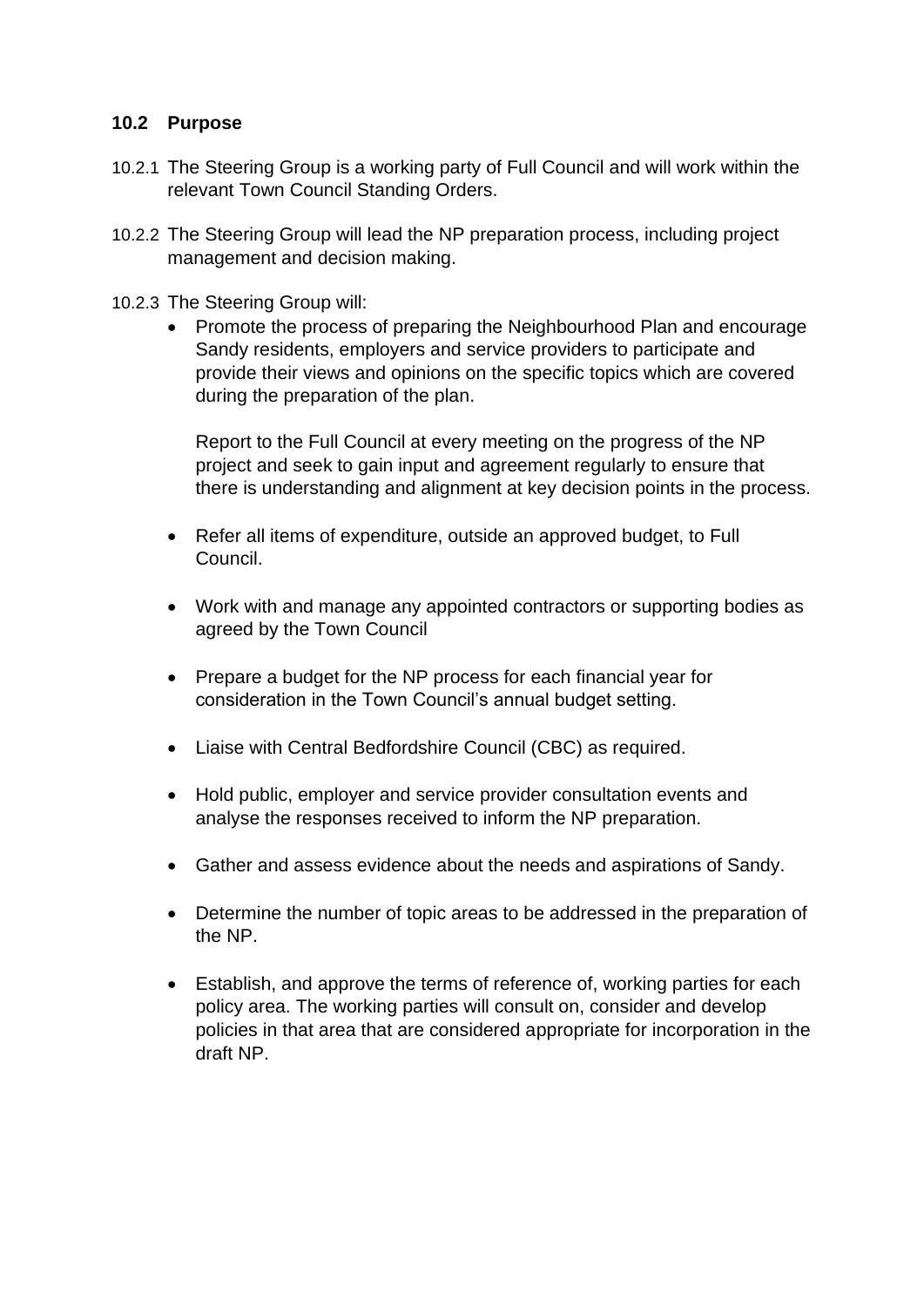## 10.2 Purpose

10.2.1 The Steering Group is a working party of Full Council and will work within the relevant Town Council Standing Orders.

10.2.2 The Steering Group will lead the NP preparation process, including project management and decision making.

10.2.3 The Steering Group will:

- Promote the process of preparing the Neighbourhood Plan and encourage Sandy residents, employers and service providers to participate and provide their views and opinions on the specific topics which are covered during the preparation of the plan.

  Report to the Full Council at every meeting on the progress of the NP project and seek to gain input and agreement regularly to ensure that there is understanding and alignment at key decision points in the process.

- Refer all items of expenditure, outside an approved budget, to Full Council.

- Work with and manage any appointed contractors or supporting bodies as agreed by the Town Council

- Prepare a budget for the NP process for each financial year for consideration in the Town Council's annual budget setting.

- Liaise with Central Bedfordshire Council (CBC) as required.

- Hold public, employer and service provider consultation events and analyse the responses received to inform the NP preparation.

- Gather and assess evidence about the needs and aspirations of Sandy.

- Determine the number of topic areas to be addressed in the preparation of the NP.

- Establish, and approve the terms of reference of, working parties for each policy area. The working parties will consult on, consider and develop policies in that area that are considered appropriate for incorporation in the draft NP.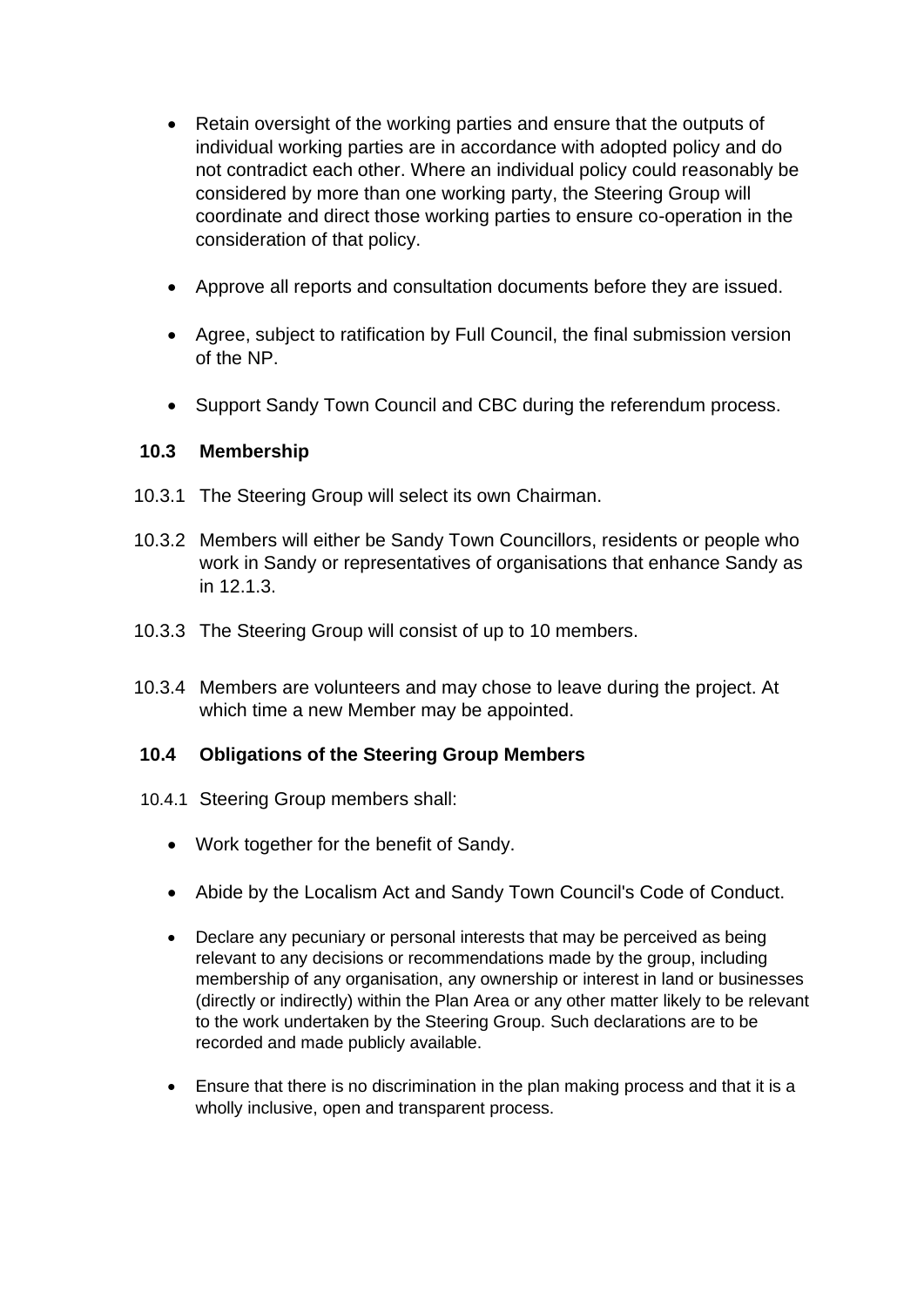- Retain oversight of the working parties and ensure that the outputs of individual working parties are in accordance with adopted policy and do not contradict each other. Where an individual policy could reasonably be considered by more than one working party, the Steering Group will coordinate and direct those working parties to ensure co-operation in the consideration of that policy.

- Approve all reports and consultation documents before they are issued.

- Agree, subject to ratification by Full Council, the final submission version of the NP.

- Support Sandy Town Council and CBC during the referendum process.

### 10.3 Membership

10.3.1 The Steering Group will select its own Chairman.

10.3.2 Members will either be Sandy Town Councillors, residents or people who work in Sandy or representatives of organisations that enhance Sandy as in 12.1.3.

10.3.3 The Steering Group will consist of up to 10 members.

10.3.4 Members are volunteers and may chose to leave during the project. At which time a new Member may be appointed.

### 10.4 Obligations of the Steering Group Members

10.4.1 Steering Group members shall:

- Work together for the benefit of Sandy.

- Abide by the Localism Act and Sandy Town Council's Code of Conduct.

- Declare any pecuniary or personal interests that may be perceived as being relevant to any decisions or recommendations made by the group, including membership of any organisation, any ownership or interest in land or businesses (directly or indirectly) within the Plan Area or any other matter likely to be relevant to the work undertaken by the Steering Group. Such declarations are to be recorded and made publicly available.

- Ensure that there is no discrimination in the plan making process and that it is a wholly inclusive, open and transparent process.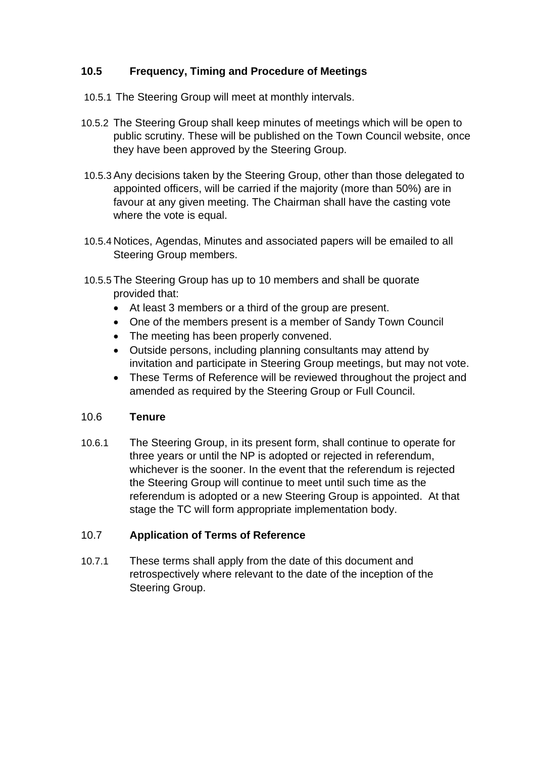## 10.5 Frequency, Timing and Procedure of Meetings

10.5.1 The Steering Group will meet at monthly intervals.

10.5.2 The Steering Group shall keep minutes of meetings which will be open to public scrutiny. These will be published on the Town Council website, once they have been approved by the Steering Group.

10.5.3 Any decisions taken by the Steering Group, other than those delegated to appointed officers, will be carried if the majority (more than 50%) are in favour at any given meeting. The Chairman shall have the casting vote where the vote is equal.

10.5.4 Notices, Agendas, Minutes and associated papers will be emailed to all Steering Group members.

10.5.5 The Steering Group has up to 10 members and shall be quorate provided that:

- At least 3 members or a third of the group are present.
- One of the members present is a member of Sandy Town Council
- The meeting has been properly convened.
- Outside persons, including planning consultants may attend by invitation and participate in Steering Group meetings, but may not vote.
- These Terms of Reference will be reviewed throughout the project and amended as required by the Steering Group or Full Council.

## 10.6 Tenure

10.6.1 The Steering Group, in its present form, shall continue to operate for three years or until the NP is adopted or rejected in referendum, whichever is the sooner. In the event that the referendum is rejected the Steering Group will continue to meet until such time as the referendum is adopted or a new Steering Group is appointed. At that stage the TC will form appropriate implementation body.

## 10.7 Application of Terms of Reference

10.7.1 These terms shall apply from the date of this document and retrospectively where relevant to the date of the inception of the Steering Group.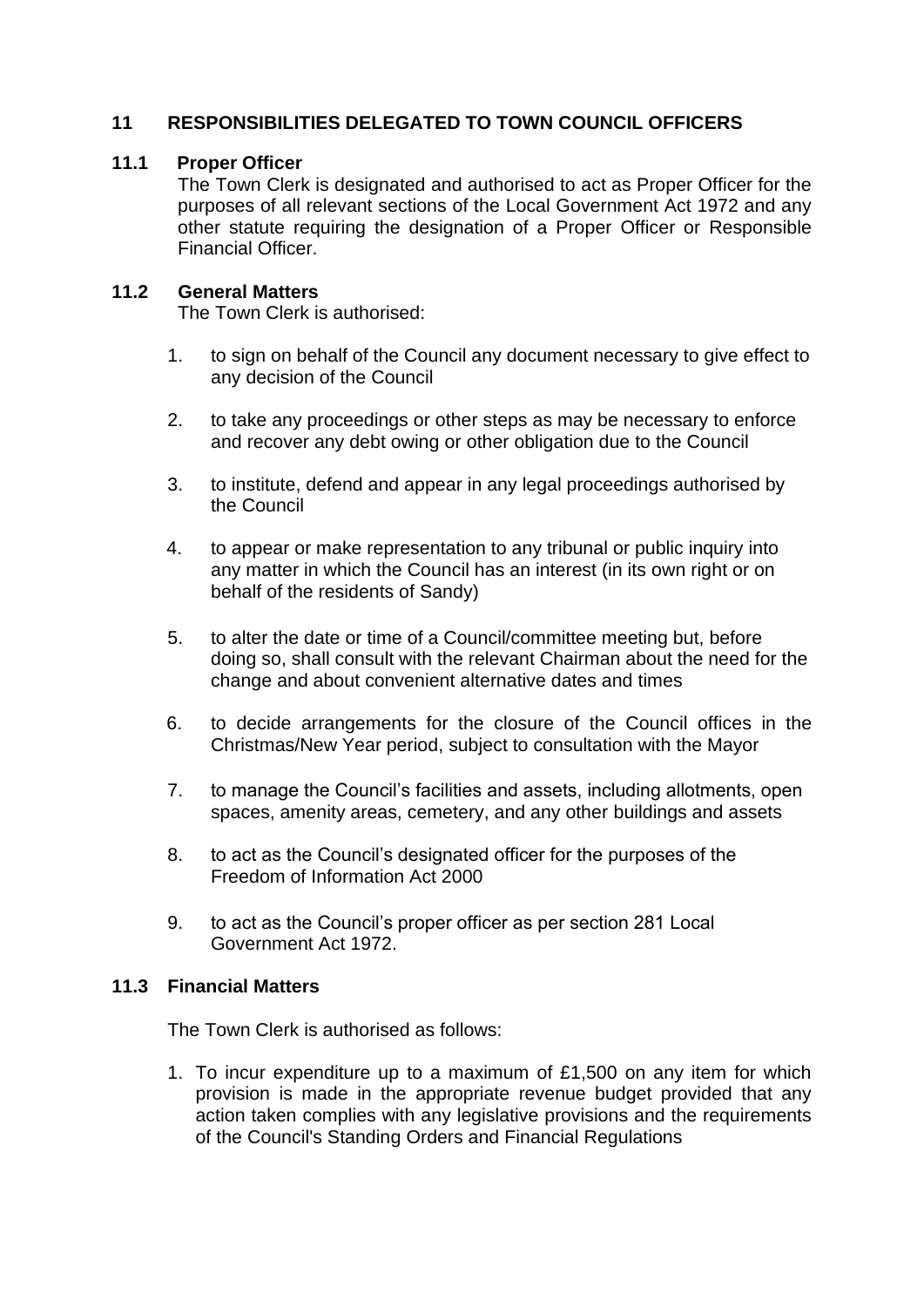## 11 RESPONSIBILITIES DELEGATED TO TOWN COUNCIL OFFICERS

### 11.1 Proper Officer

The Town Clerk is designated and authorised to act as Proper Officer for the purposes of all relevant sections of the Local Government Act 1972 and any other statute requiring the designation of a Proper Officer or Responsible Financial Officer.

### 11.2 General Matters

The Town Clerk is authorised:

1. to sign on behalf of the Council any document necessary to give effect to any decision of the Council

2. to take any proceedings or other steps as may be necessary to enforce and recover any debt owing or other obligation due to the Council

3. to institute, defend and appear in any legal proceedings authorised by the Council

4. to appear or make representation to any tribunal or public inquiry into any matter in which the Council has an interest (in its own right or on behalf of the residents of Sandy)

5. to alter the date or time of a Council/committee meeting but, before doing so, shall consult with the relevant Chairman about the need for the change and about convenient alternative dates and times

6. to decide arrangements for the closure of the Council offices in the Christmas/New Year period, subject to consultation with the Mayor

7. to manage the Council's facilities and assets, including allotments, open spaces, amenity areas, cemetery, and any other buildings and assets

8. to act as the Council's designated officer for the purposes of the Freedom of Information Act 2000

9. to act as the Council's proper officer as per section 281 Local Government Act 1972.

### 11.3 Financial Matters

The Town Clerk is authorised as follows:

1. To incur expenditure up to a maximum of £1,500 on any item for which provision is made in the appropriate revenue budget provided that any action taken complies with any legislative provisions and the requirements of the Council's Standing Orders and Financial Regulations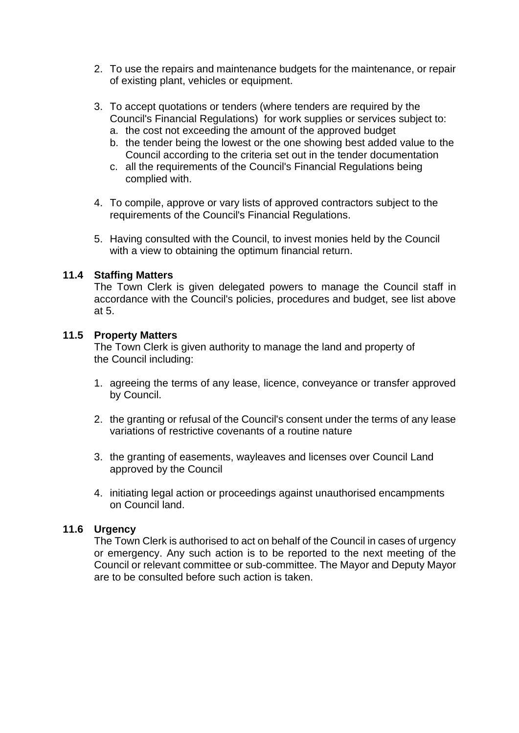2. To use the repairs and maintenance budgets for the maintenance, or repair of existing plant, vehicles or equipment.

3. To accept quotations or tenders (where tenders are required by the Council's Financial Regulations) for work supplies or services subject to:
   a. the cost not exceeding the amount of the approved budget
   b. the tender being the lowest or the one showing best added value to the Council according to the criteria set out in the tender documentation
   c. all the requirements of the Council's Financial Regulations being complied with.

4. To compile, approve or vary lists of approved contractors subject to the requirements of the Council's Financial Regulations.

5. Having consulted with the Council, to invest monies held by the Council with a view to obtaining the optimum financial return.

### 11.4 Staffing Matters

The Town Clerk is given delegated powers to manage the Council staff in accordance with the Council's policies, procedures and budget, see list above at 5.

### 11.5 Property Matters

The Town Clerk is given authority to manage the land and property of the Council including:

1. agreeing the terms of any lease, licence, conveyance or transfer approved by Council.

2. the granting or refusal of the Council's consent under the terms of any lease variations of restrictive covenants of a routine nature

3. the granting of easements, wayleaves and licenses over Council Land approved by the Council

4. initiating legal action or proceedings against unauthorised encampments on Council land.

### 11.6 Urgency

The Town Clerk is authorised to act on behalf of the Council in cases of urgency or emergency. Any such action is to be reported to the next meeting of the Council or relevant committee or sub-committee. The Mayor and Deputy Mayor are to be consulted before such action is taken.